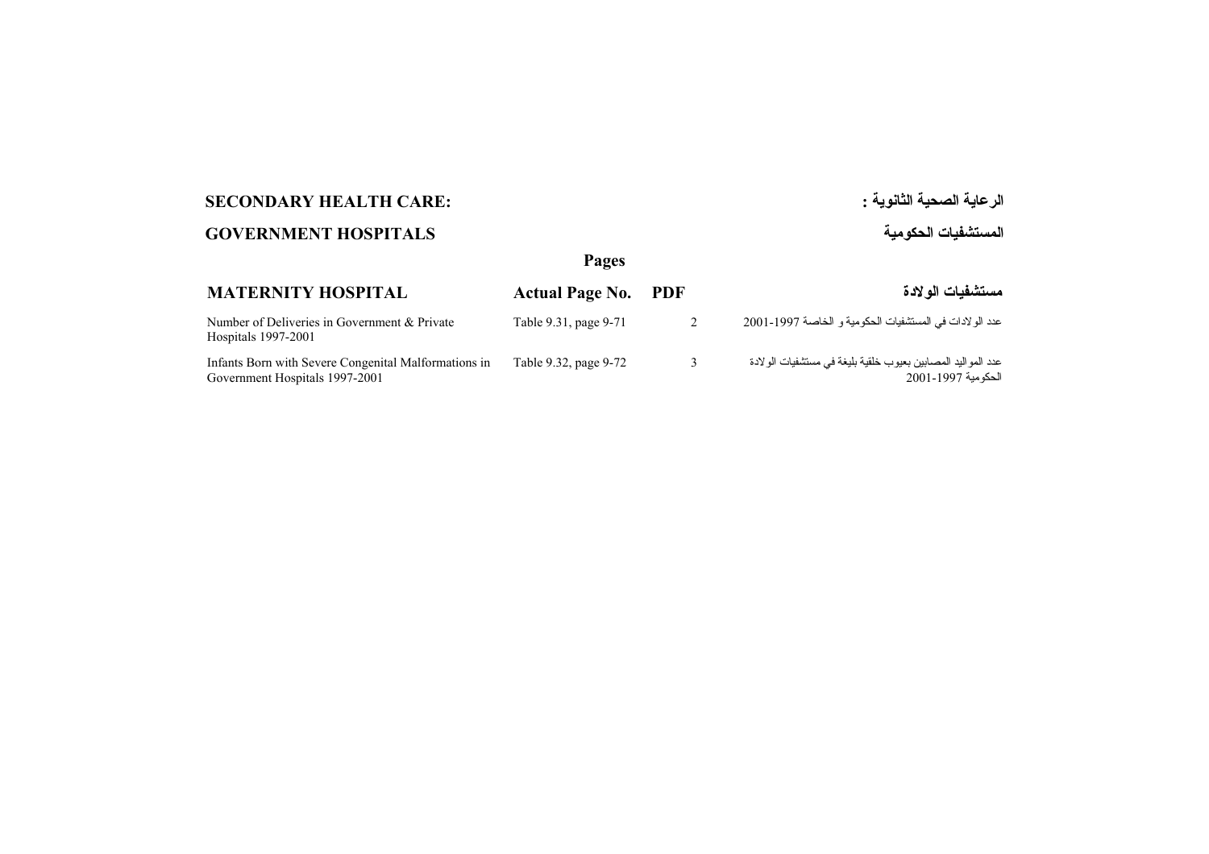## SECONDARY HEALTH CARE: الرعاية الصحية الثانوية :

## GOVERNMENT HOSPITALS المستشفيات الحكومية

| MATERNITY HOSPITAL | Pages | | مستشفيات الولادة |
|---|---|---|---|
| | Actual Page No. | PDF | |
| Number of Deliveries in Government & Private Hospitals 1997-2001 | Table 9.31, page 9-71 | 2 | عدد الولادات في المستشفيات الحكومية و الخاصة 1997-2001 |
| Infants Born with Severe Congenital Malformations in Government Hospitals 1997-2001 | Table 9.32, page 9-72 | 3 | عدد المواليد المصابين بعيوب خلقية بليغة في مستشفيات الولادة الحكومية 1997-2001 |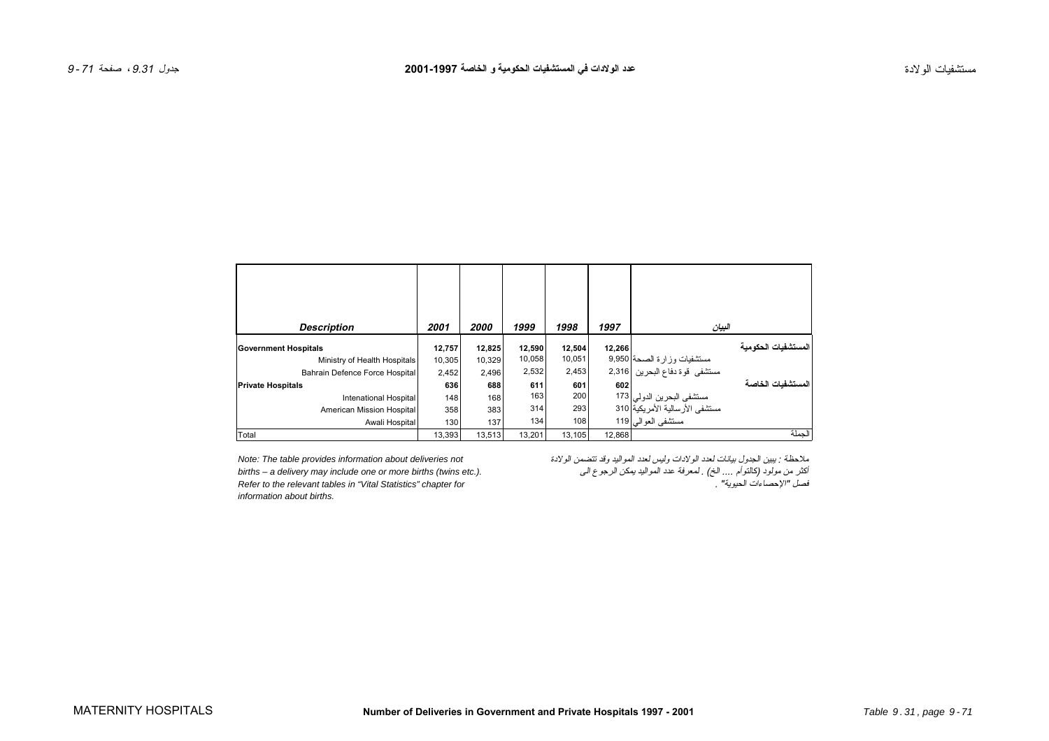## عدد الولادات في المستشفيات الحكومية و الخاصة 1997-2001

## Number of Deliveries in Government and Private Hospitals 1997 - 2001

| Description | 2001 | 2000 | 1999 | 1998 | 1997 | البيان |
|---|---|---|---|---|---|---|
| **Government Hospitals** | **12,757** | **12,825** | **12,590** | **12,504** | **12,266** | **المستشفيات الحكومية** |
| Ministry of Health Hospitals | 10,305 | 10,329 | 10,058 | 10,051 | 9,950 | مستشفيات وزارة الصحة |
| Bahrain Defence Force Hospital | 2,452 | 2,496 | 2,532 | 2,453 | 2,316 | مستشفى قوة دفاع البحرين |
| **Private Hospitals** | **636** | **688** | **611** | **601** | **602** | **المستشفيات الخاصة** |
| Intenational Hospital | 148 | 168 | 163 | 200 | 173 | مستشفى البحرين الدولي |
| American Mission Hospital | 358 | 383 | 314 | 293 | 310 | مستشفى الأرسالية الأمريكية |
| Awali Hospital | 130 | 137 | 134 | 108 | 119 | مستشفى العوالي |
| Total | 13,393 | 13,513 | 13,201 | 13,105 | 12,868 | الجملة |

*Note: The table provides information about deliveries not births – a delivery may include one or more births (twins etc.). Refer to the relevant tables in "Vital Statistics" chapter for information about births.*

*ملاحظة : يبين الجدول بيانات لعدد الولادات وليس لعدد المواليد وقد تتضمن الولادة أكثر من مولود (كالتوأم .... الخ) . لمعرفة عدد المواليد يمكن الرجوع الى فصل "الإحصاءات الحيوية" .*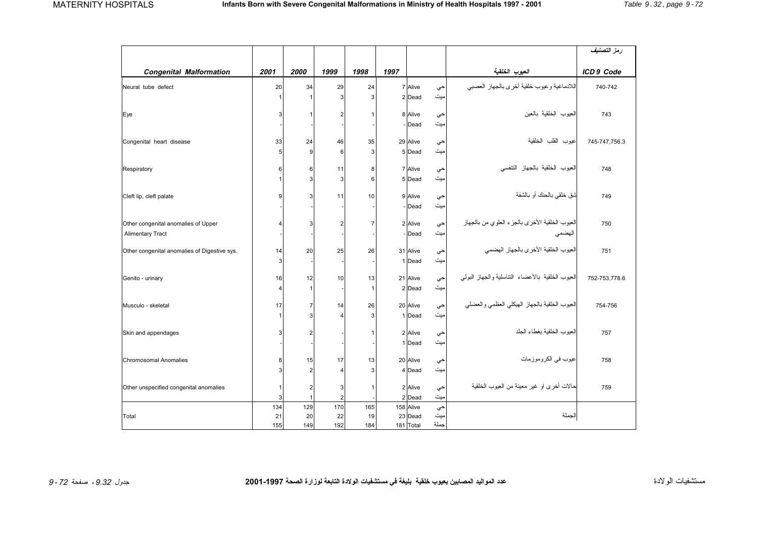# Infants Born with Severe Congenital Malformations in Ministry of Health Hospitals 1997 - 2001

| Congenital Malformation | 2001 | 2000 | 1999 | 1998 | 1997 | | | العيوب الخلقية | رمز التصنيف ICD 9 Code |
|---|---|---|---|---|---|---|---|---|---|
| Neural tube defect | 20 | 34 | 29 | 24 | 7 | Alive | حي | اللادماغية وعيوب خلقية أخرى بالجهاز العصبي | 740-742 |
| | 1 | 1 | 3 | 3 | 2 | Dead | ميت | | |
| Eye | 3 | 1 | 2 | 1 | 8 | Alive | حي | العيوب الخلقية بالعين | 743 |
| | - | - | - | - | - | Dead | ميت | | |
| Congenital heart disease | 33 | 24 | 46 | 35 | 29 | Alive | حي | عيوب القلب الخلقية | 745-747,756.3 |
| | 5 | 9 | 6 | 3 | 5 | Dead | ميت | | |
| Respiratory | 6 | 6 | 11 | 8 | 7 | Alive | حي | العيوب الخلقية بالجهاز التنفسي | 748 |
| | 1 | 3 | 3 | 6 | 5 | Dead | ميت | | |
| Cleft lip, cleft palate | 9 | 3 | 11 | 10 | 9 | Alive | حي | شق خلقي بالحنك أو بالشفة | 749 |
| | - | - | - | - | - | Dead | ميت | | |
| Other congenital anomalies of Upper Alimentary Tract | 4 | 3 | 2 | 7 | 2 | Alive | حي | العيوب الخلقية الأخرى بالجزء العلوي من بالجهاز الهضمي | 750 |
| | - | - | - | - | - | Dead | ميت | | |
| Other congenital anomalies of Digestive sys. | 14 | 20 | 25 | 26 | 31 | Alive | حي | العيوب الخلقية الأخرى بالجهاز الهضمي | 751 |
| | 3 | - | - | - | 1 | Dead | ميت | | |
| Genito - urinary | 16 | 12 | 10 | 13 | 21 | Alive | حي | العيوب الخلقية بالأعضاء التناسلية والجهاز البولي | 752-753,778.6 |
| | 4 | 1 | - | 1 | 2 | Dead | ميت | | |
| Musculo - skeletal | 17 | 7 | 14 | 26 | 20 | Alive | حي | العيوب الخلقية بالجهاز الهيكلي العظمي والعضلي | 754-756 |
| | 1 | 3 | 4 | 3 | 1 | Dead | ميت | | |
| Skin and appendages | 3 | 2 | - | 1 | 2 | Alive | حي | العيوب الخلقية بغطاء الجلد | 757 |
| | - | - | - | - | 1 | Dead | ميت | | |
| Chromosomal Anomalies | 8 | 15 | 17 | 13 | 20 | Alive | حي | عيوب في الكروموزمات | 758 |
| | 3 | 2 | 4 | 3 | 4 | Dead | ميت | | |
| Other unspecified congenital anomalies | 1 | 2 | 3 | 1 | 2 | Alive | حي | حالات أخرى او غير معينة من العيوب الخلقية | 759 |
| | 3 | 1 | 2 | - | 2 | Dead | ميت | | |
| | 134 | 129 | 170 | 165 | 158 | Alive | حي | | |
| Total | 21 | 20 | 22 | 19 | 23 | Dead | ميت | الجملة | |
| | 155 | 149 | 192 | 184 | 181 | Total | جملة | | |

عدد المواليد المصابين بعيوب خلقية بليغة في مستشفيات الولادة التابعة لوزارة الصحة 1997-2001